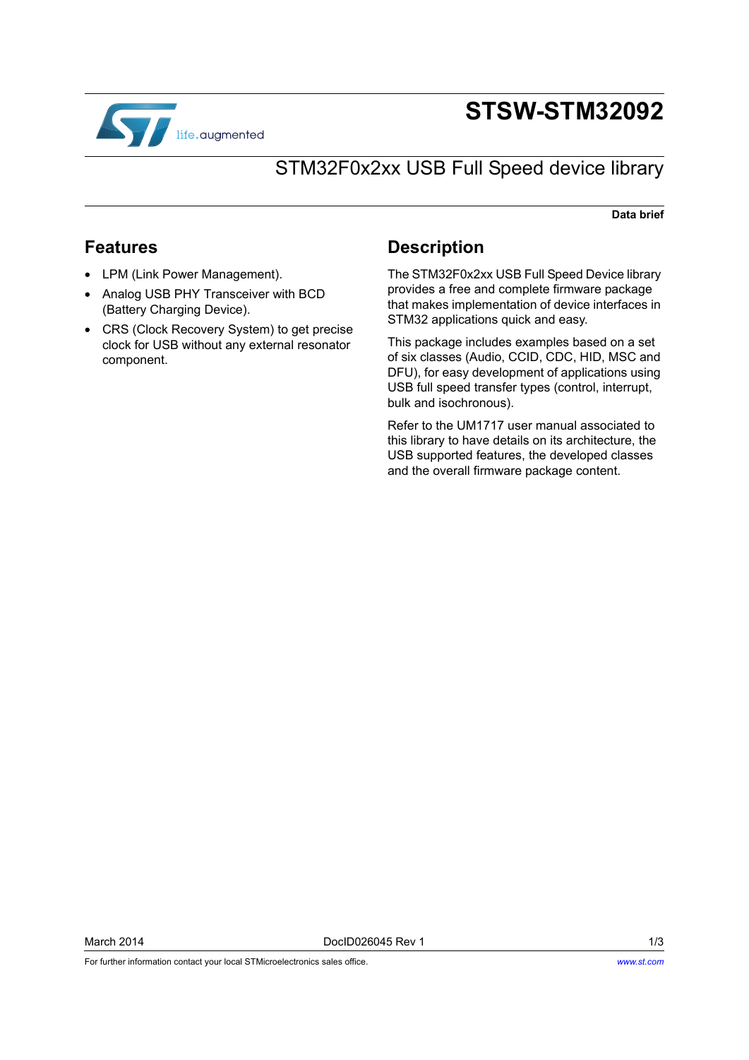# STSW-STM32092

## STM32F0x2xx USB Full Speed device library

**Data brief**

## Features

- LPM (Link Power Management).
- Analog USB PHY Transceiver with BCD (Battery Charging Device).
- CRS (Clock Recovery System) to get precise clock for USB without any external resonator component.

## Description

The STM32F0x2xx USB Full Speed Device library provides a free and complete firmware package that makes implementation of device interfaces in STM32 applications quick and easy.

This package includes examples based on a set of six classes (Audio, CCID, CDC, HID, MSC and DFU), for easy development of applications using USB full speed transfer types (control, interrupt, bulk and isochronous).

Refer to the UM1717 user manual associated to this library to have details on its architecture, the USB supported features, the developed classes and the overall firmware package content.

March 2014 DocID026045 Rev 1

For further information contact your local STMicroelectronics sales office. www.st.com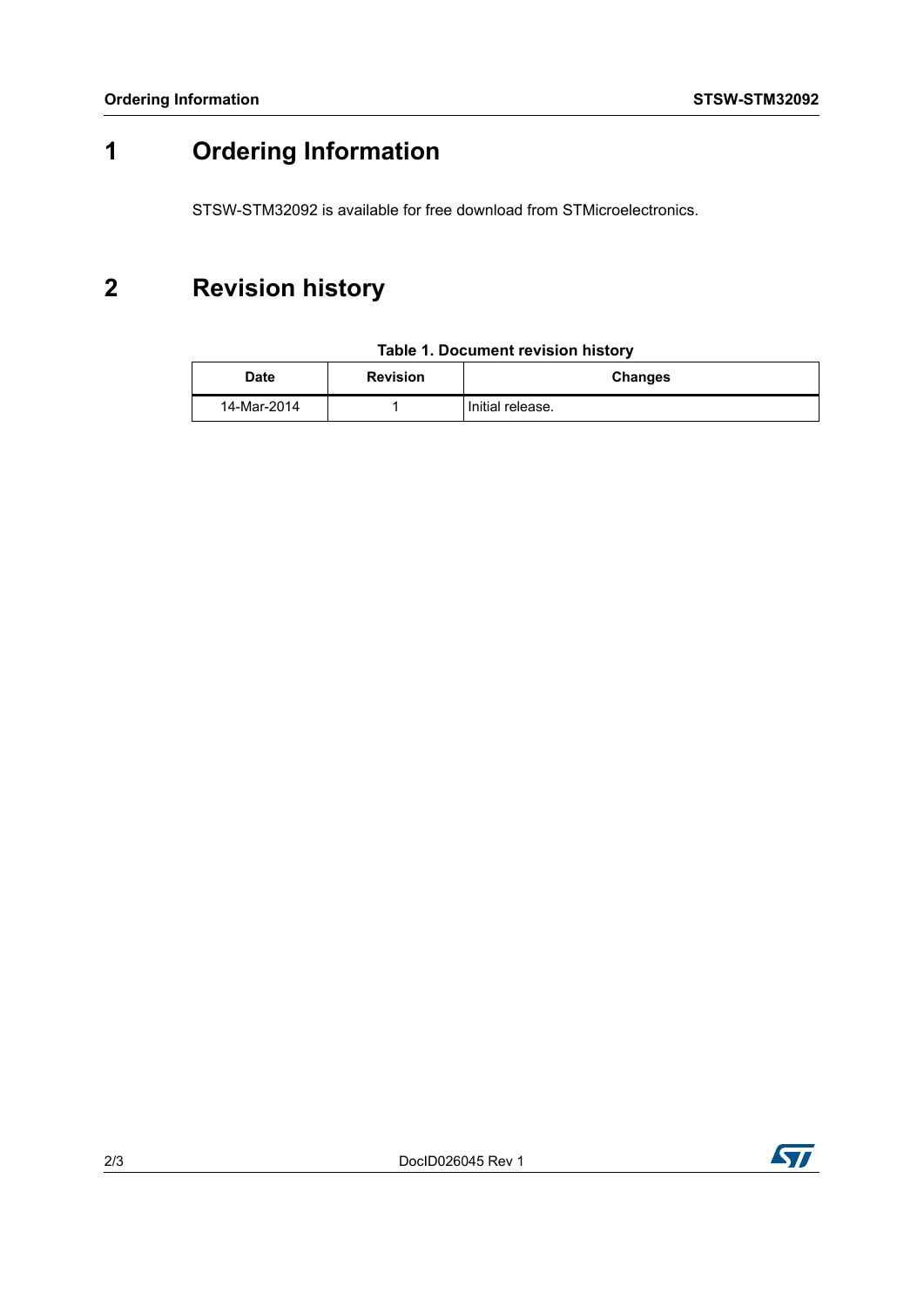# 1 Ordering Information

STSW-STM32092 is available for free download from STMicroelectronics.

# 2 Revision history

**Table 1. Document revision history**

| Date | Revision | Changes |
| --- | --- | --- |
| 14-Mar-2014 | 1 | Initial release. |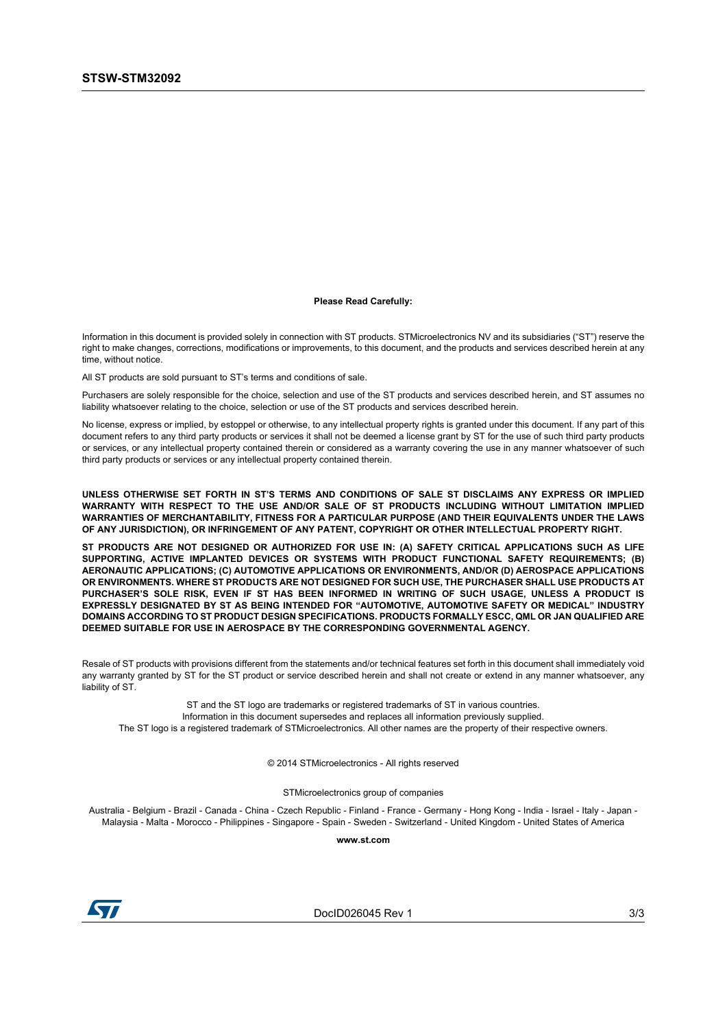**Please Read Carefully:**

Information in this document is provided solely in connection with ST products. STMicroelectronics NV and its subsidiaries (“ST”) reserve the right to make changes, corrections, modifications or improvements, to this document, and the products and services described herein at any time, without notice.

All ST products are sold pursuant to ST’s terms and conditions of sale.

Purchasers are solely responsible for the choice, selection and use of the ST products and services described herein, and ST assumes no liability whatsoever relating to the choice, selection or use of the ST products and services described herein.

No license, express or implied, by estoppel or otherwise, to any intellectual property rights is granted under this document. If any part of this document refers to any third party products or services it shall not be deemed a license grant by ST for the use of such third party products or services, or any intellectual property contained therein or considered as a warranty covering the use in any manner whatsoever of such third party products or services or any intellectual property contained therein.

**UNLESS OTHERWISE SET FORTH IN ST’S TERMS AND CONDITIONS OF SALE ST DISCLAIMS ANY EXPRESS OR IMPLIED WARRANTY WITH RESPECT TO THE USE AND/OR SALE OF ST PRODUCTS INCLUDING WITHOUT LIMITATION IMPLIED WARRANTIES OF MERCHANTABILITY, FITNESS FOR A PARTICULAR PURPOSE (AND THEIR EQUIVALENTS UNDER THE LAWS OF ANY JURISDICTION), OR INFRINGEMENT OF ANY PATENT, COPYRIGHT OR OTHER INTELLECTUAL PROPERTY RIGHT.**

**ST PRODUCTS ARE NOT DESIGNED OR AUTHORIZED FOR USE IN: (A) SAFETY CRITICAL APPLICATIONS SUCH AS LIFE SUPPORTING, ACTIVE IMPLANTED DEVICES OR SYSTEMS WITH PRODUCT FUNCTIONAL SAFETY REQUIREMENTS; (B) AERONAUTIC APPLICATIONS; (C) AUTOMOTIVE APPLICATIONS OR ENVIRONMENTS, AND/OR (D) AEROSPACE APPLICATIONS OR ENVIRONMENTS. WHERE ST PRODUCTS ARE NOT DESIGNED FOR SUCH USE, THE PURCHASER SHALL USE PRODUCTS AT PURCHASER’S SOLE RISK, EVEN IF ST HAS BEEN INFORMED IN WRITING OF SUCH USAGE, UNLESS A PRODUCT IS EXPRESSLY DESIGNATED BY ST AS BEING INTENDED FOR “AUTOMOTIVE, AUTOMOTIVE SAFETY OR MEDICAL” INDUSTRY DOMAINS ACCORDING TO ST PRODUCT DESIGN SPECIFICATIONS. PRODUCTS FORMALLY ESCC, QML OR JAN QUALIFIED ARE DEEMED SUITABLE FOR USE IN AEROSPACE BY THE CORRESPONDING GOVERNMENTAL AGENCY.**

Resale of ST products with provisions different from the statements and/or technical features set forth in this document shall immediately void any warranty granted by ST for the ST product or service described herein and shall not create or extend in any manner whatsoever, any liability of ST.

ST and the ST logo are trademarks or registered trademarks of ST in various countries.
Information in this document supersedes and replaces all information previously supplied.
The ST logo is a registered trademark of STMicroelectronics. All other names are the property of their respective owners.

© 2014 STMicroelectronics - All rights reserved

STMicroelectronics group of companies

Australia - Belgium - Brazil - Canada - China - Czech Republic - Finland - France - Germany - Hong Kong - India - Israel - Italy - Japan - Malaysia - Malta - Morocco - Philippines - Singapore - Spain - Sweden - Switzerland - United Kingdom - United States of America

**www.st.com**